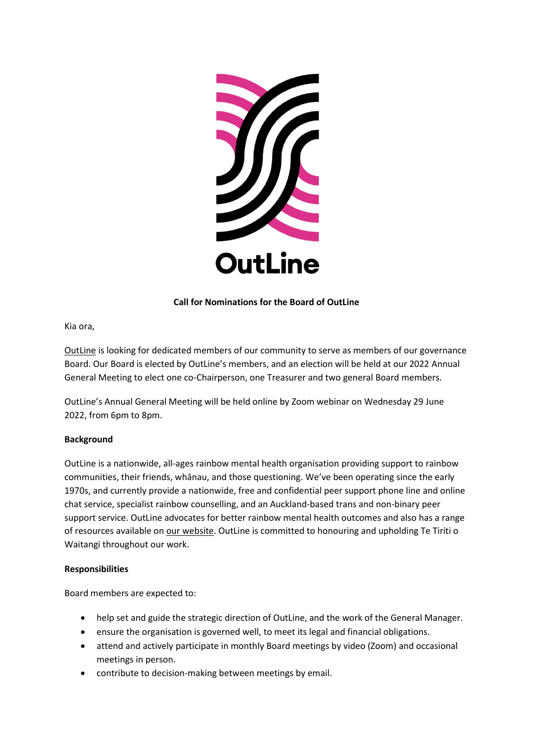OutLine

**Call for Nominations for the Board of OutLine**

Kia ora,

OutLine is looking for dedicated members of our community to serve as members of our governance Board. Our Board is elected by OutLine's members, and an election will be held at our 2022 Annual General Meeting to elect one co-Chairperson, one Treasurer and two general Board members.

OutLine's Annual General Meeting will be held online by Zoom webinar on Wednesday 29 June 2022, from 6pm to 8pm.

**Background**

OutLine is a nationwide, all-ages rainbow mental health organisation providing support to rainbow communities, their friends, whānau, and those questioning. We've been operating since the early 1970s, and currently provide a nationwide, free and confidential peer support phone line and online chat service, specialist rainbow counselling, and an Auckland-based trans and non-binary peer support service. OutLine advocates for better rainbow mental health outcomes and also has a range of resources available on our website. OutLine is committed to honouring and upholding Te Tiriti o Waitangi throughout our work.

**Responsibilities**

Board members are expected to:

- help set and guide the strategic direction of OutLine, and the work of the General Manager.
- ensure the organisation is governed well, to meet its legal and financial obligations.
- attend and actively participate in monthly Board meetings by video (Zoom) and occasional meetings in person.
- contribute to decision-making between meetings by email.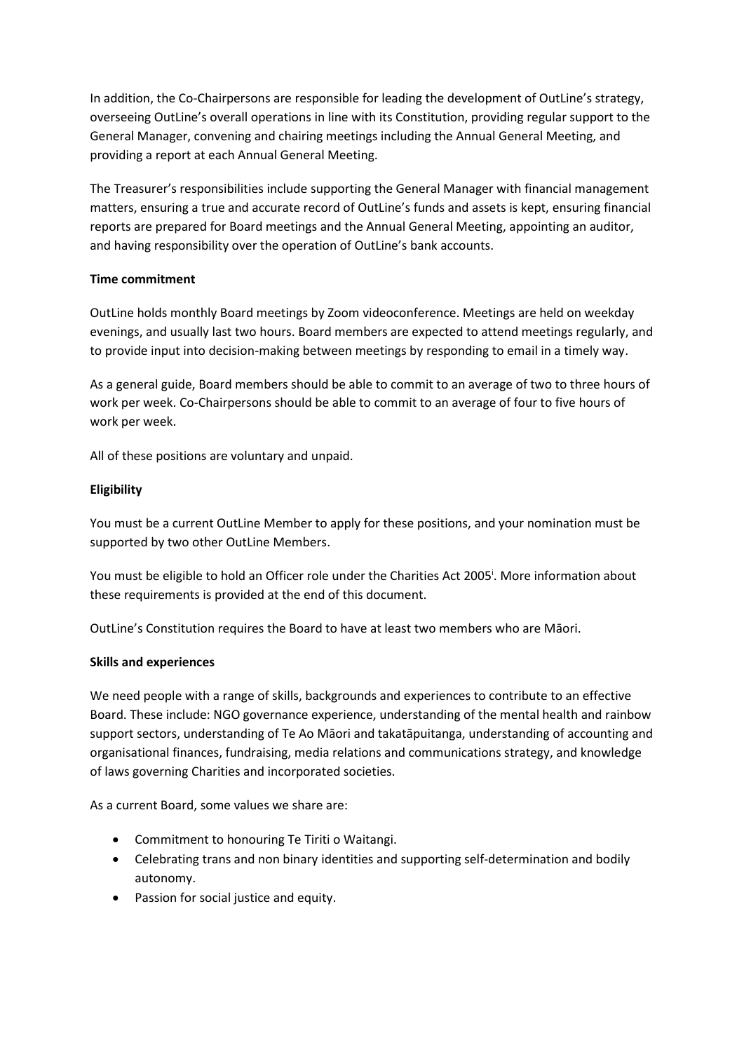In addition, the Co-Chairpersons are responsible for leading the development of OutLine's strategy, overseeing OutLine's overall operations in line with its Constitution, providing regular support to the General Manager, convening and chairing meetings including the Annual General Meeting, and providing a report at each Annual General Meeting.

The Treasurer's responsibilities include supporting the General Manager with financial management matters, ensuring a true and accurate record of OutLine's funds and assets is kept, ensuring financial reports are prepared for Board meetings and the Annual General Meeting, appointing an auditor, and having responsibility over the operation of OutLine's bank accounts.

**Time commitment**

OutLine holds monthly Board meetings by Zoom videoconference. Meetings are held on weekday evenings, and usually last two hours. Board members are expected to attend meetings regularly, and to provide input into decision-making between meetings by responding to email in a timely way.

As a general guide, Board members should be able to commit to an average of two to three hours of work per week. Co-Chairpersons should be able to commit to an average of four to five hours of work per week.

All of these positions are voluntary and unpaid.

**Eligibility**

You must be a current OutLine Member to apply for these positions, and your nomination must be supported by two other OutLine Members.

You must be eligible to hold an Officer role under the Charities Act 2005[i]. More information about these requirements is provided at the end of this document.

OutLine's Constitution requires the Board to have at least two members who are Māori.

**Skills and experiences**

We need people with a range of skills, backgrounds and experiences to contribute to an effective Board. These include: NGO governance experience, understanding of the mental health and rainbow support sectors, understanding of Te Ao Māori and takatāpuitanga, understanding of accounting and organisational finances, fundraising, media relations and communications strategy, and knowledge of laws governing Charities and incorporated societies.

As a current Board, some values we share are:

- Commitment to honouring Te Tiriti o Waitangi.
- Celebrating trans and non binary identities and supporting self-determination and bodily autonomy.
- Passion for social justice and equity.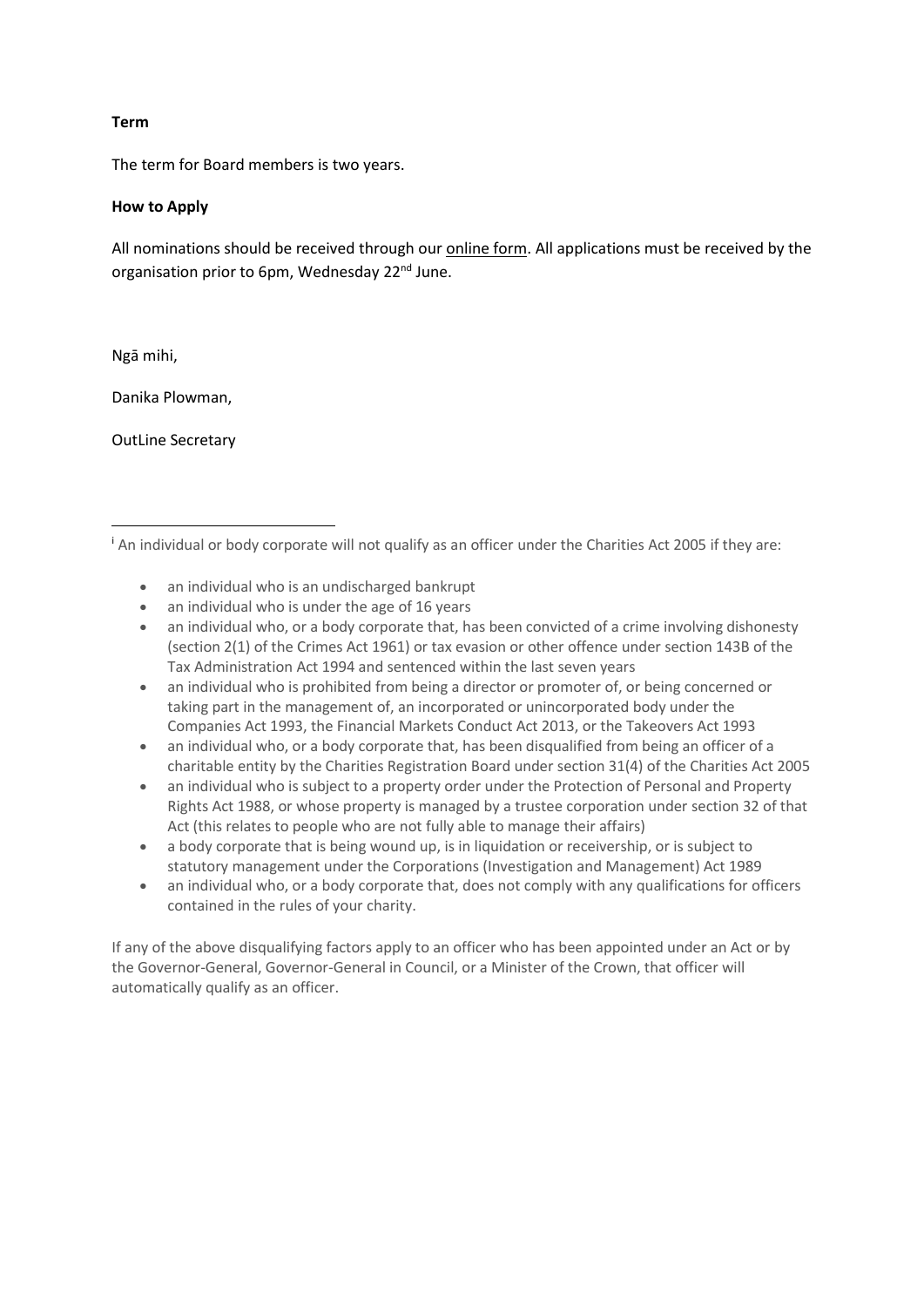**Term**

The term for Board members is two years.

**How to Apply**

All nominations should be received through our online form. All applications must be received by the organisation prior to 6pm, Wednesday 22nd June.

Ngā mihi,

Danika Plowman,

OutLine Secretary

---

[i] An individual or body corporate will not qualify as an officer under the Charities Act 2005 if they are:

- an individual who is an undischarged bankrupt
- an individual who is under the age of 16 years
- an individual who, or a body corporate that, has been convicted of a crime involving dishonesty (section 2(1) of the Crimes Act 1961) or tax evasion or other offence under section 143B of the Tax Administration Act 1994 and sentenced within the last seven years
- an individual who is prohibited from being a director or promoter of, or being concerned or taking part in the management of, an incorporated or unincorporated body under the Companies Act 1993, the Financial Markets Conduct Act 2013, or the Takeovers Act 1993
- an individual who, or a body corporate that, has been disqualified from being an officer of a charitable entity by the Charities Registration Board under section 31(4) of the Charities Act 2005
- an individual who is subject to a property order under the Protection of Personal and Property Rights Act 1988, or whose property is managed by a trustee corporation under section 32 of that Act (this relates to people who are not fully able to manage their affairs)
- a body corporate that is being wound up, is in liquidation or receivership, or is subject to statutory management under the Corporations (Investigation and Management) Act 1989
- an individual who, or a body corporate that, does not comply with any qualifications for officers contained in the rules of your charity.

If any of the above disqualifying factors apply to an officer who has been appointed under an Act or by the Governor-General, Governor-General in Council, or a Minister of the Crown, that officer will automatically qualify as an officer.